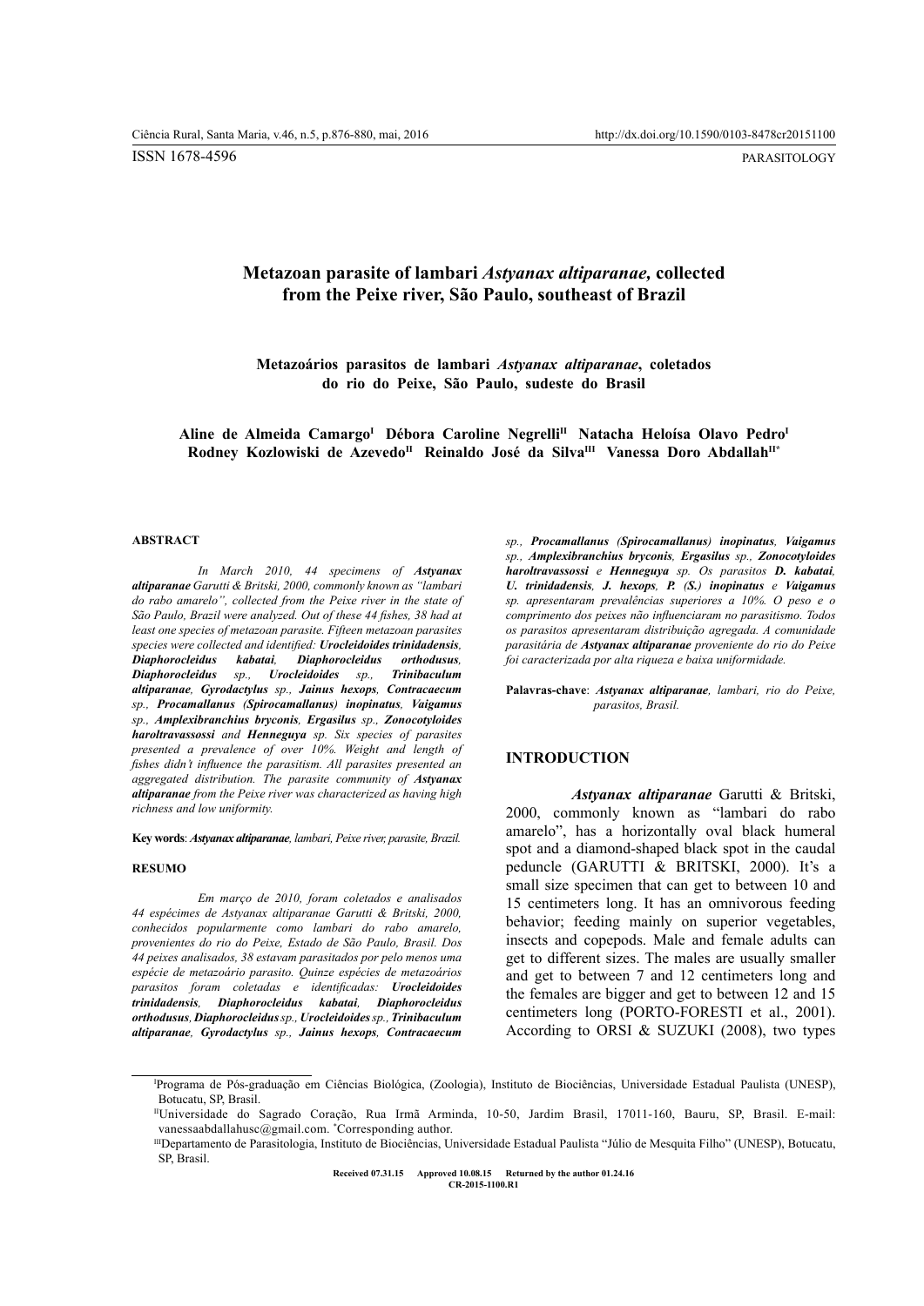ISSN 1678-4596

PARASITOLOGY

# Metazoan parasite of lambari *Astyanax altiparanae*, collected from the Peixe river, São Paulo, southeast of Brazil

## Metazoários parasitos de lambari *Astyanax altiparanae*, coletados do rio do Peixe, São Paulo, sudeste do Brasil

**Aline de Almeida Camargo[I] Débora Caroline Negrelli[II] Natacha Heloísa Olavo Pedro[I] Rodney Kozlowiski de Azevedo[II] Reinaldo José da Silva[III] Vanessa Doro Abdallah[II*]**

### ABSTRACT

*In March 2010, 44 specimens of* ***Astyanax altiparanae*** *Garutti & Britski, 2000, commonly known as "lambari do rabo amarelo", collected from the Peixe river in the state of São Paulo, Brazil were analyzed. Out of these 44 fishes, 38 had at least one species of metazoan parasite. Fifteen metazoan parasites species were collected and identified:* ***Urocleidoides trinidadensis****,* ***Diaphorocleidus kabatai****,* ***Diaphorocleidus orthodusus****,* ***Diaphorocleidus*** *sp.,* ***Urocleidoides*** *sp.,* ***Trinibaculum altiparanae****,* ***Gyrodactylus*** *sp.,* ***Jainus hexops****,* ***Contracaecum*** *sp.,* ***Procamallanus (Spirocamallanus) inopinatus****,* ***Vaigamus*** *sp.,* ***Amplexibranchius bryconis****,* ***Ergasilus*** *sp.,* ***Zonocotyloides haroltravassossi*** *and* ***Henneguya*** *sp. Six species of parasites presented a prevalence of over 10%. Weight and length of fishes didn't influence the parasitism. All parasites presented an aggregated distribution. The parasite community of* ***Astyanax altiparanae*** *from the Peixe river was characterized as having high richness and low uniformity.*

**Key words**: ***Astyanax altiparanae****, lambari, Peixe river, parasite, Brazil.*

### RESUMO

*Em março de 2010, foram coletados e analisados 44 espécimes de Astyanax altiparanae Garutti & Britski, 2000, conhecidos popularmente como lambari do rabo amarelo, provenientes do rio do Peixe, Estado de São Paulo, Brasil. Dos 44 peixes analisados, 38 estavam parasitados por pelo menos uma espécie de metazoário parasito. Quinze espécies de metazoários parasitos foram coletadas e identificadas:* ***Urocleidoides trinidadensis****,* ***Diaphorocleidus kabatai****,* ***Diaphorocleidus orthodusus****,* ***Diaphorocleidus*** *sp.,* ***Urocleidoides*** *sp.,* ***Trinibaculum altiparanae****,* ***Gyrodactylus*** *sp.,* ***Jainus hexops****,* ***Contracaecum*** *sp.,* ***Procamallanus (Spirocamallanus) inopinatus****,* ***Vaigamus*** *sp.,* ***Amplexibranchius bryconis****,* ***Ergasilus*** *sp.,* ***Zonocotyloides haroltravassossi*** *e* ***Henneguya*** *sp. Os parasitos* ***D. kabatai****,* ***U. trinidadensis****,* ***J. hexops****,* ***P. (S.) inopinatus*** *e* ***Vaigamus*** *sp. apresentaram prevalências superiores a 10%. O peso e o comprimento dos peixes não influenciaram no parasitismo. Todos os parasitos apresentaram distribuição agregada. A comunidade parasitária de* ***Astyanax altiparanae*** *proveniente do rio do Peixe foi caracterizada por alta riqueza e baixa uniformidade.*

**Palavras-chave**: ***Astyanax altiparanae****, lambari, rio do Peixe, parasitos, Brasil.*

### INTRODUCTION

***Astyanax altiparanae*** Garutti & Britski, 2000, commonly known as "lambari do rabo amarelo", has a horizontally oval black humeral spot and a diamond-shaped black spot in the caudal peduncle (GARUTTI & BRITSKI, 2000). It's a small size specimen that can get to between 10 and 15 centimeters long. It has an omnivorous feeding behavior; feeding mainly on superior vegetables, insects and copepods. Male and female adults can get to different sizes. The males are usually smaller and get to between 7 and 12 centimeters long and the females are bigger and get to between 12 and 15 centimeters long (PORTO-FORESTI et al., 2001). According to ORSI & SUZUKI (2008), two types

---

[I]Programa de Pós-graduação em Ciências Biológica, (Zoologia), Instituto de Biociências, Universidade Estadual Paulista (UNESP), Botucatu, SP, Brasil.

[II]Universidade do Sagrado Coração, Rua Irmã Arminda, 10-50, Jardim Brasil, 17011-160, Bauru, SP, Brasil. E-mail: vanessaabdallahusc@gmail.com. *Corresponding author.

[III]Departamento de Parasitologia, Instituto de Biociências, Universidade Estadual Paulista "Júlio de Mesquita Filho" (UNESP), Botucatu, SP, Brasil.

**Received 07.31.15 Approved 10.08.15 Returned by the author 01.24.16**
**CR-2015-1100.R1**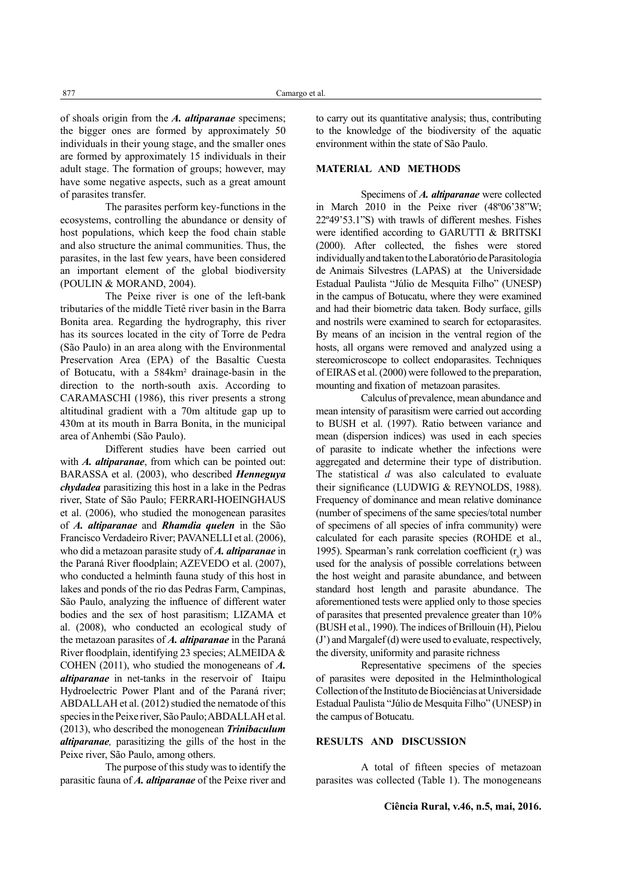of shoals origin from the ***A. altiparanae*** specimens; the bigger ones are formed by approximately 50 individuals in their young stage, and the smaller ones are formed by approximately 15 individuals in their adult stage. The formation of groups; however, may have some negative aspects, such as a great amount of parasites transfer.

The parasites perform key-functions in the ecosystems, controlling the abundance or density of host populations, which keep the food chain stable and also structure the animal communities. Thus, the parasites, in the last few years, have been considered an important element of the global biodiversity (POULIN & MORAND, 2004).

The Peixe river is one of the left-bank tributaries of the middle Tietê river basin in the Barra Bonita area. Regarding the hydrography, this river has its sources located in the city of Torre de Pedra (São Paulo) in an area along with the Environmental Preservation Area (EPA) of the Basaltic Cuesta of Botucatu, with a 584km² drainage-basin in the direction to the north-south axis. According to CARAMASCHI (1986), this river presents a strong altitudinal gradient with a 70m altitude gap up to 430m at its mouth in Barra Bonita, in the municipal area of Anhembi (São Paulo).

Different studies have been carried out with ***A. altiparanae***, from which can be pointed out: BARASSA et al. (2003), who described ***Henneguya chydadea*** parasitizing this host in a lake in the Pedras river, State of São Paulo; FERRARI-HOEINGHAUS et al. (2006), who studied the monogenean parasites of ***A. altiparanae*** and ***Rhamdia quelen*** in the São Francisco Verdadeiro River; PAVANELLI et al. (2006), who did a metazoan parasite study of ***A. altiparanae*** in the Paraná River floodplain; AZEVEDO et al. (2007), who conducted a helminth fauna study of this host in lakes and ponds of the rio das Pedras Farm, Campinas, São Paulo, analyzing the influence of different water bodies and the sex of host parasitism; LIZAMA et al. (2008), who conducted an ecological study of the metazoan parasites of ***A. altiparanae*** in the Paraná River floodplain, identifying 23 species; ALMEIDA & COHEN (2011), who studied the monogeneans of ***A. altiparanae*** in net-tanks in the reservoir of Itaipu Hydroelectric Power Plant and of the Paraná river; ABDALLAH et al. (2012) studied the nematode of this species in the Peixe river, São Paulo; ABDALLAH et al. (2013), who described the monogenean ***Trinibaculum altiparanae**,* parasitizing the gills of the host in the Peixe river, São Paulo, among others.

The purpose of this study was to identify the parasitic fauna of ***A. altiparanae*** of the Peixe river and to carry out its quantitative analysis; thus, contributing to the knowledge of the biodiversity of the aquatic environment within the state of São Paulo.

## MATERIAL AND METHODS

Specimens of ***A. altiparanae*** were collected in March 2010 in the Peixe river (48º06'38"W; 22º49'53.1"S) with trawls of different meshes. Fishes were identified according to GARUTTI & BRITSKI (2000). After collected, the fishes were stored individually and taken to the Laboratório de Parasitologia de Animais Silvestres (LAPAS) at the Universidade Estadual Paulista "Júlio de Mesquita Filho" (UNESP) in the campus of Botucatu, where they were examined and had their biometric data taken. Body surface, gills and nostrils were examined to search for ectoparasites. By means of an incision in the ventral region of the hosts, all organs were removed and analyzed using a stereomicroscope to collect endoparasites. Techniques of EIRAS et al. (2000) were followed to the preparation, mounting and fixation of metazoan parasites.

Calculus of prevalence, mean abundance and mean intensity of parasitism were carried out according to BUSH et al. (1997). Ratio between variance and mean (dispersion indices) was used in each species of parasite to indicate whether the infections were aggregated and determine their type of distribution. The statistical *d* was also calculated to evaluate their significance (LUDWIG & REYNOLDS, 1988). Frequency of dominance and mean relative dominance (number of specimens of the same species/total number of specimens of all species of infra community) were calculated for each parasite species (ROHDE et al., 1995). Spearman's rank correlation coefficient ($r_s$) was used for the analysis of possible correlations between the host weight and parasite abundance, and between standard host length and parasite abundance. The aforementioned tests were applied only to those species of parasites that presented prevalence greater than 10% (BUSH et al., 1990). The indices of Brillouin (H), Pielou (J') and Margalef (d) were used to evaluate, respectively, the diversity, uniformity and parasite richness

Representative specimens of the species of parasites were deposited in the Helminthological Collection of the Instituto de Biociências at Universidade Estadual Paulista "Júlio de Mesquita Filho" (UNESP) in the campus of Botucatu.

## RESULTS AND DISCUSSION

A total of fifteen species of metazoan parasites was collected (Table 1). The monogeneans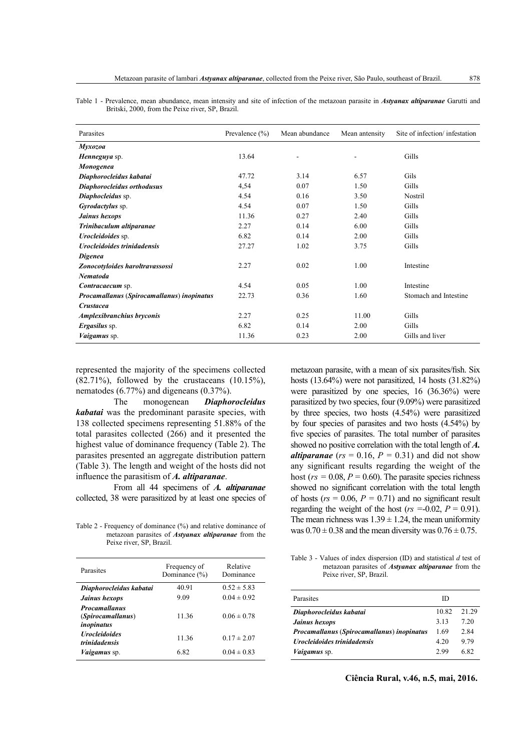Table 1 - Prevalence, mean abundance, mean intensity and site of infection of the metazoan parasite in ***Astyanax altiparanae*** Garutti and Britski, 2000, from the Peixe river, SP, Brazil.

| Parasites | Prevalence (%) | Mean abundance | Mean antensity | Site of infection/ infestation |
|---|---|---|---|---|
| ***Myxozoa*** | | | | |
| ***Henneguya*** **sp.** | 13.64 | - | - | Gills |
| ***Monogenea*** | | | | |
| ***Diaphorocleidus kabatai*** | 47.72 | 3.14 | 6.57 | Gils |
| ***Diaphorocleidus orthodusus*** | 4,54 | 0.07 | 1.50 | Gills |
| ***Diaphocleidus*** **sp.** | 4.54 | 0.16 | 3.50 | Nostril |
| ***Gyrodactylus*** **sp.** | 4.54 | 0.07 | 1.50 | Gills |
| ***Jainus hexops*** | 11.36 | 0.27 | 2.40 | Gills |
| ***Trinibaculum altiparanae*** | 2.27 | 0.14 | 6.00 | Gills |
| ***Urocleidoides*** **sp.** | 6.82 | 0.14 | 2.00 | Gills |
| ***Urocleidoides trinidadensis*** | 27.27 | 1.02 | 3.75 | Gills |
| ***Digenea*** | | | | |
| ***Zonocotyloides haroltravassossi*** | 2.27 | 0.02 | 1.00 | Intestine |
| ***Nematoda*** | | | | |
| ***Contracaecum*** **sp.** | 4.54 | 0.05 | 1.00 | Intestine |
| ***Procamallanus*** **(*****Spirocamallanus*****)** ***inopinatus*** | 22.73 | 0.36 | 1.60 | Stomach and Intestine |
| ***Crustacea*** | | | | |
| ***Amplexibranchius bryconis*** | 2.27 | 0.25 | 11.00 | Gills |
| ***Ergasilus*** **sp.** | 6.82 | 0.14 | 2.00 | Gills |
| ***Vaigamus*** **sp.** | 11.36 | 0.23 | 2.00 | Gills and liver |

represented the majority of the specimens collected (82.71%), followed by the crustaceans (10.15%), nematodes (6.77%) and digeneans (0.37%).

The monogenean ***Diaphorocleidus kabatai*** was the predominant parasite species, with 138 collected specimens representing 51.88% of the total parasites collected (266) and it presented the highest value of dominance frequency (Table 2). The parasites presented an aggregate distribution pattern (Table 3). The length and weight of the hosts did not influence the parasitism of ***A. altiparanae***.

From all 44 specimens of ***A. altiparanae*** collected, 38 were parasitized by at least one species of metazoan parasite, with a mean of six parasites/fish. Six hosts (13.64%) were not parasitized, 14 hosts (31.82%) were parasitized by one species, 16 (36.36%) were parasitized by two species, four (9.09%) were parasitized by three species, two hosts (4.54%) were parasitized by four species of parasites and two hosts (4.54%) by five species of parasites. The total number of parasites showed no positive correlation with the total length of ***A. altiparanae*** ($rs$ = 0.16, $P$ = 0.31) and did not show any significant results regarding the weight of the host ($rs$ = 0.08, $P$ = 0.60). The parasite species richness showed no significant correlation with the total length of hosts ($rs$ = 0.06, $P$ = 0.71) and no significant result regarding the weight of the host ($rs$ =-0.02, $P$ = 0.91). The mean richness was $1.39 \pm 1.24$, the mean uniformity was $0.70 \pm 0.38$ and the mean diversity was $0.76 \pm 0.75$.

Table 2 - Frequency of dominance (%) and relative dominance of metazoan parasites of ***Astyanax altiparanae*** from the Peixe river, SP, Brazil.

| Parasites | Frequency of Dominance (%) | Relative Dominance |
|---|---|---|
| ***Diaphorocleidus kabatai*** | 40.91 | $0.52 \pm 5.83$ |
| ***Jainus hexops*** | 9.09 | $0.04 \pm 0.92$ |
| ***Procamallanus*** **(*****Spirocamallanus*****)** ***inopinatus*** | 11.36 | $0.06 \pm 0.78$ |
| ***Urocleidoides trinidadensis*** | 11.36 | $0.17 \pm 2.07$ |
| ***Vaigamus*** **sp.** | 6.82 | $0.04 \pm 0.83$ |

Table 3 - Values of index dispersion (ID) and statistical $d$ test of metazoan parasites of ***Astyanax altiparanae*** from the Peixe river, SP, Brazil.

| Parasites | ID | |
|---|---|---|
| ***Diaphorocleidus kabatai*** | 10.82 | 21.29 |
| ***Jainus hexops*** | 3.13 | 7.20 |
| ***Procamallanus*** **(*****Spirocamallanus*****)** ***inopinatus*** | 1.69 | 2.84 |
| ***Urocleidoides trinidadensis*** | 4.20 | 9.79 |
| ***Vaigamus*** **sp.** | 2.99 | 6.82 |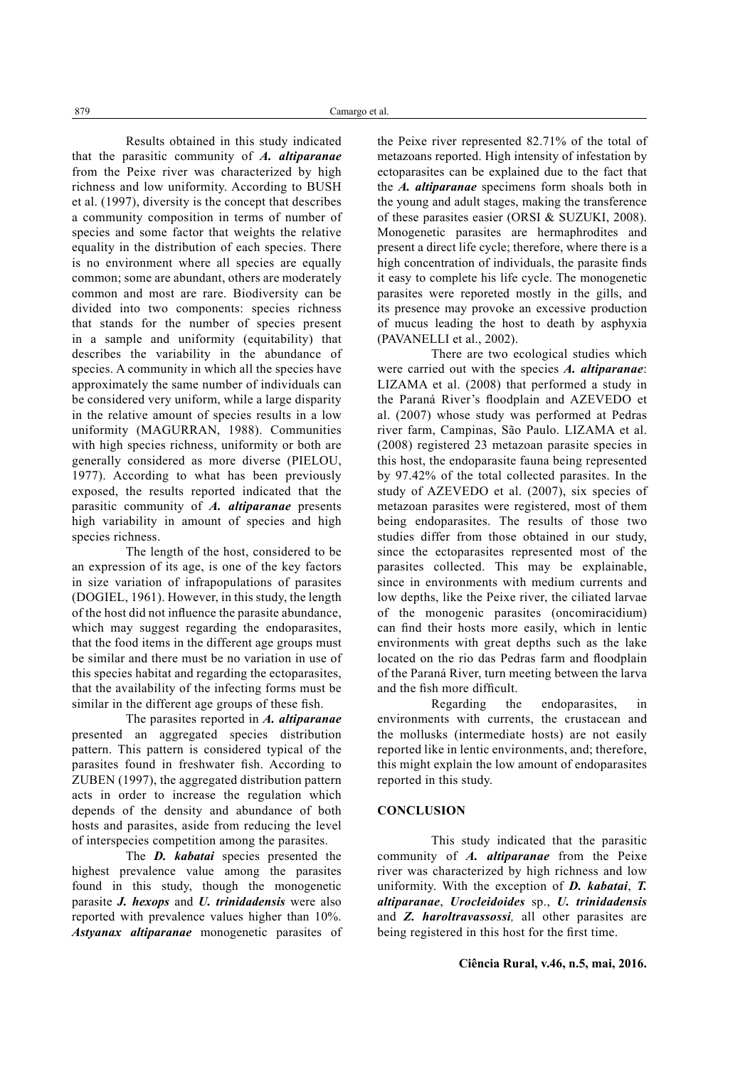Results obtained in this study indicated that the parasitic community of ***A. altiparanae*** from the Peixe river was characterized by high richness and low uniformity. According to BUSH et al. (1997), diversity is the concept that describes a community composition in terms of number of species and some factor that weights the relative equality in the distribution of each species. There is no environment where all species are equally common; some are abundant, others are moderately common and most are rare. Biodiversity can be divided into two components: species richness that stands for the number of species present in a sample and uniformity (equitability) that describes the variability in the abundance of species. A community in which all the species have approximately the same number of individuals can be considered very uniform, while a large disparity in the relative amount of species results in a low uniformity (MAGURRAN, 1988). Communities with high species richness, uniformity or both are generally considered as more diverse (PIELOU, 1977). According to what has been previously exposed, the results reported indicated that the parasitic community of ***A. altiparanae*** presents high variability in amount of species and high species richness.

The length of the host, considered to be an expression of its age, is one of the key factors in size variation of infrapopulations of parasites (DOGIEL, 1961). However, in this study, the length of the host did not influence the parasite abundance, which may suggest regarding the endoparasites, that the food items in the different age groups must be similar and there must be no variation in use of this species habitat and regarding the ectoparasites, that the availability of the infecting forms must be similar in the different age groups of these fish.

The parasites reported in ***A. altiparanae*** presented an aggregated species distribution pattern. This pattern is considered typical of the parasites found in freshwater fish. According to ZUBEN (1997), the aggregated distribution pattern acts in order to increase the regulation which depends of the density and abundance of both hosts and parasites, aside from reducing the level of interspecies competition among the parasites.

The ***D. kabatai*** species presented the highest prevalence value among the parasites found in this study, though the monogenetic parasite ***J. hexops*** and ***U. trinidadensis*** were also reported with prevalence values higher than 10%. ***Astyanax altiparanae*** monogenetic parasites of the Peixe river represented 82.71% of the total of metazoans reported. High intensity of infestation by ectoparasites can be explained due to the fact that the ***A. altiparanae*** specimens form shoals both in the young and adult stages, making the transference of these parasites easier (ORSI & SUZUKI, 2008). Monogenetic parasites are hermaphrodites and present a direct life cycle; therefore, where there is a high concentration of individuals, the parasite finds it easy to complete his life cycle. The monogenetic parasites were reporeted mostly in the gills, and its presence may provoke an excessive production of mucus leading the host to death by asphyxia (PAVANELLI et al., 2002).

There are two ecological studies which were carried out with the species ***A. altiparanae***: LIZAMA et al. (2008) that performed a study in the Paraná River's floodplain and AZEVEDO et al. (2007) whose study was performed at Pedras river farm, Campinas, São Paulo. LIZAMA et al. (2008) registered 23 metazoan parasite species in this host, the endoparasite fauna being represented by 97.42% of the total collected parasites. In the study of AZEVEDO et al. (2007), six species of metazoan parasites were registered, most of them being endoparasites. The results of those two studies differ from those obtained in our study, since the ectoparasites represented most of the parasites collected. This may be explainable, since in environments with medium currents and low depths, like the Peixe river, the ciliated larvae of the monogenic parasites (oncomiracidium) can find their hosts more easily, which in lentic environments with great depths such as the lake located on the rio das Pedras farm and floodplain of the Paraná River, turn meeting between the larva and the fish more difficult.

Regarding the endoparasites, in environments with currents, the crustacean and the mollusks (intermediate hosts) are not easily reported like in lentic environments, and; therefore, this might explain the low amount of endoparasites reported in this study.

## CONCLUSION

This study indicated that the parasitic community of ***A. altiparanae*** from the Peixe river was characterized by high richness and low uniformity. With the exception of ***D. kabatai***, ***T. altiparanae***, ***Urocleidoides*** sp., ***U. trinidadensis*** and ***Z. haroltravassossi,*** all other parasites are being registered in this host for the first time.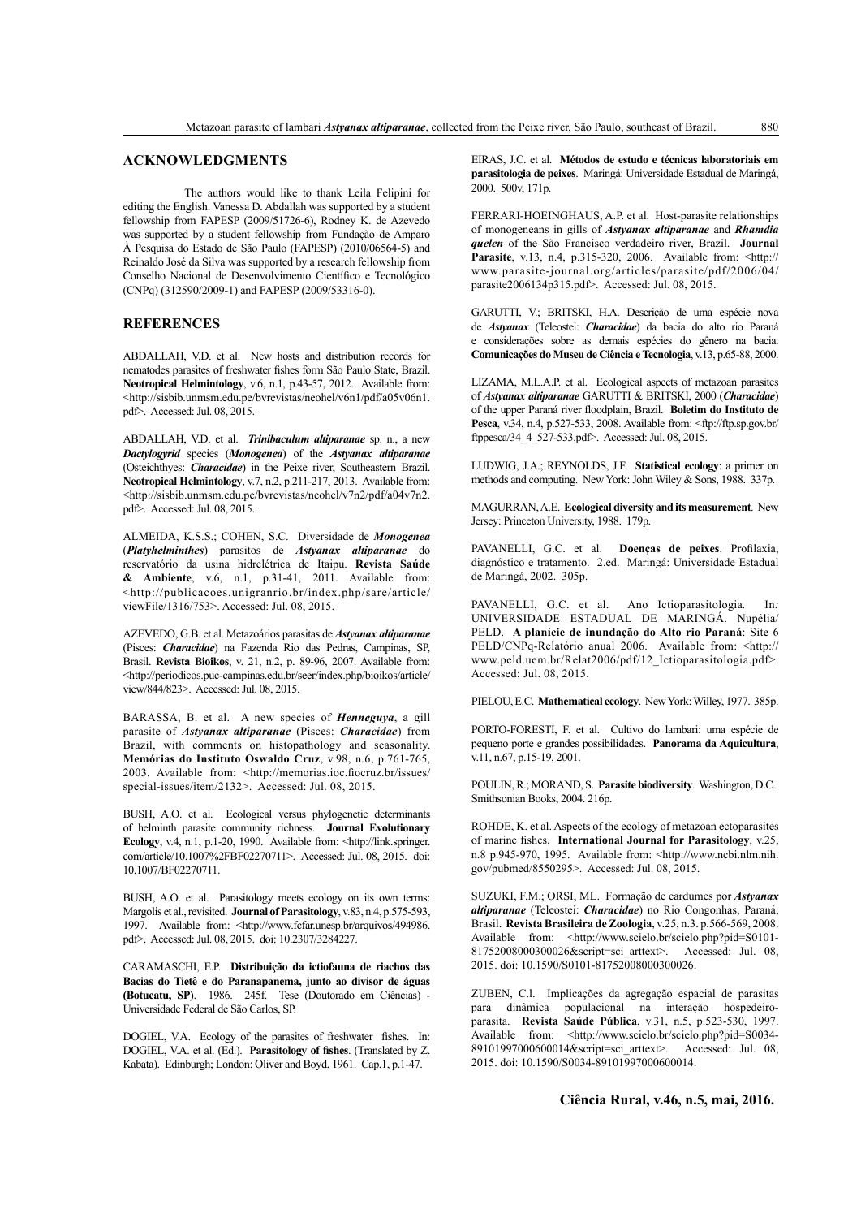## ACKNOWLEDGMENTS

The authors would like to thank Leila Felipini for editing the English. Vanessa D. Abdallah was supported by a student fellowship from FAPESP (2009/51726-6), Rodney K. de Azevedo was supported by a student fellowship from Fundação de Amparo À Pesquisa do Estado de São Paulo (FAPESP) (2010/06564-5) and Reinaldo José da Silva was supported by a research fellowship from Conselho Nacional de Desenvolvimento Científico e Tecnológico (CNPq) (312590/2009-1) and FAPESP (2009/53316-0).

## REFERENCES

ABDALLAH, V.D. et al. New hosts and distribution records for nematodes parasites of freshwater fishes form São Paulo State, Brazil. **Neotropical Helmintology**, v.6, n.1, p.43-57, 2012. Available from: <http://sisbib.unmsm.edu.pe/bvrevistas/neohel/v6n1/pdf/a05v06n1.pdf>. Accessed: Jul. 08, 2015.

ABDALLAH, V.D. et al. ***Trinibaculum altiparanae*** sp. n., a new ***Dactylogyrid*** species (***Monogenea***) of the ***Astyanax altiparanae*** (Osteichthyes: ***Characidae***) in the Peixe river, Southeastern Brazil. **Neotropical Helmintology**, v.7, n.2, p.211-217, 2013. Available from: <http://sisbib.unmsm.edu.pe/bvrevistas/neohel/v7n2/pdf/a04v7n2.pdf>. Accessed: Jul. 08, 2015.

ALMEIDA, K.S.S.; COHEN, S.C. Diversidade de ***Monogenea*** (***Platyhelminthes***) parasitos de ***Astyanax altiparanae*** do reservatório da usina hidrelétrica de Itaipu. **Revista Saúde & Ambiente**, v.6, n.1, p.31-41, 2011. Available from: <http://publicacoes.unigranrio.br/index.php/sare/article/viewFile/1316/753>. Accessed: Jul. 08, 2015.

AZEVEDO, G.B. et al. Metazoários parasitas de ***Astyanax altiparanae*** (Pisces: ***Characidae***) na Fazenda Rio das Pedras, Campinas, SP, Brasil. **Revista Bioikos**, v. 21, n.2, p. 89-96, 2007. Available from: <http://periodicos.puc-campinas.edu.br/seer/index.php/bioikos/article/view/844/823>. Accessed: Jul. 08, 2015.

BARASSA, B. et al. A new species of ***Henneguya***, a gill parasite of ***Astyanax altiparanae*** (Pisces: ***Characidae***) from Brazil, with comments on histopathology and seasonality. **Memórias do Instituto Oswaldo Cruz**, v.98, n.6, p.761-765, 2003. Available from: <http://memorias.ioc.fiocruz.br/issues/special-issues/item/2132>. Accessed: Jul. 08, 2015.

BUSH, A.O. et al. Ecological versus phylogenetic determinants of helminth parasite community richness. **Journal Evolutionary Ecology**, v.4, n.1, p.1-20, 1990. Available from: <http://link.springer.com/article/10.1007%2FBF02270711>. Accessed: Jul. 08, 2015. doi: 10.1007/BF02270711.

BUSH, A.O. et al. Parasitology meets ecology on its own terms: Margolis et al., revisited. **Journal of Parasitology**, v.83, n.4, p.575-593, 1997. Available from: <http://www.fcfar.unesp.br/arquivos/494986.pdf>. Accessed: Jul. 08, 2015. doi: 10.2307/3284227.

CARAMASCHI, E.P. **Distribuição da ictiofauna de riachos das Bacias do Tietê e do Paranapanema, junto ao divisor de águas (Botucatu, SP)**. 1986. 245f. Tese (Doutorado em Ciências) - Universidade Federal de São Carlos, SP.

DOGIEL, V.A. Ecology of the parasites of freshwater fishes. In: DOGIEL, V.A. et al. (Ed.). **Parasitology of fishes**. (Translated by Z. Kabata). Edinburgh; London: Oliver and Boyd, 1961. Cap.1, p.1-47.

EIRAS, J.C. et al. **Métodos de estudo e técnicas laboratoriais em parasitologia de peixes**. Maringá: Universidade Estadual de Maringá, 2000. 500v, 171p.

FERRARI-HOEINGHAUS, A.P. et al. Host-parasite relationships of monogeneans in gills of ***Astyanax altiparanae*** and ***Rhamdia quelen*** of the São Francisco verdadeiro river, Brazil. **Journal Parasite**, v.13, n.4, p.315-320, 2006. Available from: <http://www.parasite-journal.org/articles/parasite/pdf/2006/04/parasite2006134p315.pdf>. Accessed: Jul. 08, 2015.

GARUTTI, V.; BRITSKI, H.A. Descrição de uma espécie nova de ***Astyanax*** (Teleostei: ***Characidae***) da bacia do alto rio Paraná e considerações sobre as demais espécies do gênero na bacia. **Comunicações do Museu de Ciência e Tecnologia**, v.13, p.65-88, 2000.

LIZAMA, M.L.A.P. et al. Ecological aspects of metazoan parasites of ***Astyanax altiparanae*** GARUTTI & BRITSKI, 2000 (***Characidae***) of the upper Paraná river floodplain, Brazil. **Boletim do Instituto de Pesca**, v.34, n.4, p.527-533, 2008. Available from: <ftp://ftp.sp.gov.br/ftppesca/34_4_527-533.pdf>. Accessed: Jul. 08, 2015.

LUDWIG, J.A.; REYNOLDS, J.F. **Statistical ecology**: a primer on methods and computing. New York: John Wiley & Sons, 1988. 337p.

MAGURRAN, A.E. **Ecological diversity and its measurement**. New Jersey: Princeton University, 1988. 179p.

PAVANELLI, G.C. et al. **Doenças de peixes**. Profilaxia, diagnóstico e tratamento. 2.ed. Maringá: Universidade Estadual de Maringá, 2002. 305p.

PAVANELLI, G.C. et al. Ano Ictioparasitologia. In*:* UNIVERSIDADE ESTADUAL DE MARINGÁ. Nupélia/PELD. **A planície de inundação do Alto rio Paraná**: Site 6 PELD/CNPq-Relatório anual 2006. Available from: <http://www.peld.uem.br/Relat2006/pdf/12_Ictioparasitologia.pdf>. Accessed: Jul. 08, 2015.

PIELOU, E.C. **Mathematical ecology**. New York: Willey, 1977. 385p.

PORTO-FORESTI, F. et al. Cultivo do lambari: uma espécie de pequeno porte e grandes possibilidades. **Panorama da Aquicultura**, v.11, n.67, p.15-19, 2001.

POULIN, R.; MORAND, S. **Parasite biodiversity**. Washington, D.C.: Smithsonian Books, 2004. 216p.

ROHDE, K. et al. Aspects of the ecology of metazoan ectoparasites of marine fishes. **International Journal for Parasitology**, v.25, n.8 p.945-970, 1995. Available from: <http://www.ncbi.nlm.nih.gov/pubmed/8550295>. Accessed: Jul. 08, 2015.

SUZUKI, F.M.; ORSI, ML. Formação de cardumes por ***Astyanax altiparanae*** (Teleostei: ***Characidae***) no Rio Congonhas, Paraná, Brasil. **Revista Brasileira de Zoologia**, v.25, n.3. p.566-569, 2008. Available from: <http://www.scielo.br/scielo.php?pid=S0101-81752008000300026&script=sci_arttext>. Accessed: Jul. 08, 2015. doi: 10.1590/S0101-81752008000300026.

ZUBEN, C.l. Implicações da agregação espacial de parasitas para dinâmica populacional na interação hospedeiro-parasita. **Revista Saúde Pública**, v.31, n.5, p.523-530, 1997. Available from: <http://www.scielo.br/scielo.php?pid=S0034-89101997000600014&script=sci_arttext>. Accessed: Jul. 08, 2015. doi: 10.1590/S0034-89101997000600014.